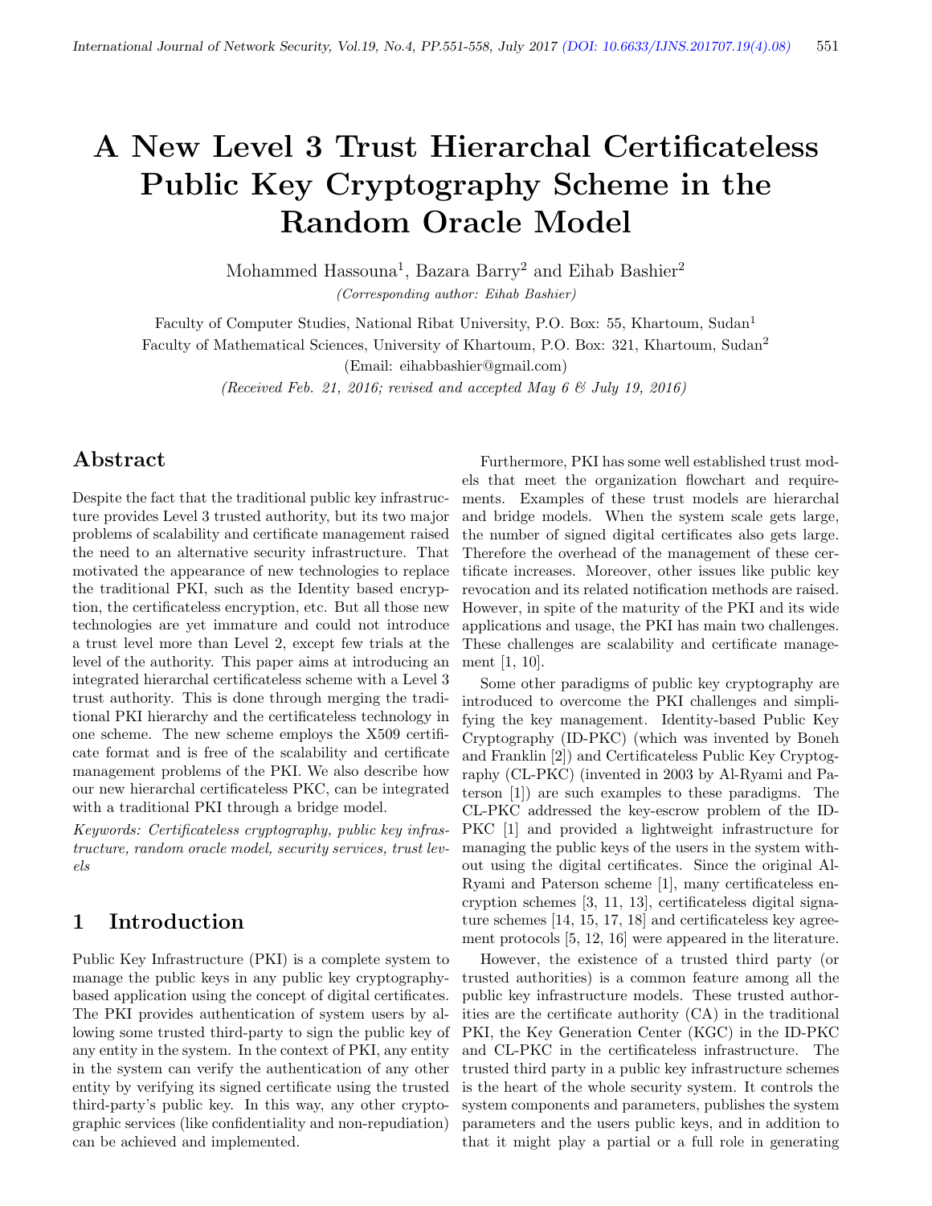# A New Level 3 Trust Hierarchal Certificateless Public Key Cryptography Scheme in the Random Oracle Model

Mohammed Hassouna[1], Bazara Barry[2] and Eihab Bashier[2]

*(Corresponding author: Eihab Bashier)*

Faculty of Computer Studies, National Ribat University, P.O. Box: 55, Khartoum, Sudan[1]

Faculty of Mathematical Sciences, University of Khartoum, P.O. Box: 321, Khartoum, Sudan[2]

(Email: eihabbashier@gmail.com)

*(Received Feb. 21, 2016; revised and accepted May 6 & July 19, 2016)*

## Abstract

Despite the fact that the traditional public key infrastructure provides Level 3 trusted authority, but its two major problems of scalability and certificate management raised the need to an alternative security infrastructure. That motivated the appearance of new technologies to replace the traditional PKI, such as the Identity based encryption, the certificateless encryption, etc. But all those new technologies are yet immature and could not introduce a trust level more than Level 2, except few trials at the level of the authority. This paper aims at introducing an integrated hierarchal certificateless scheme with a Level 3 trust authority. This is done through merging the traditional PKI hierarchy and the certificateless technology in one scheme. The new scheme employs the X509 certificate format and is free of the scalability and certificate management problems of the PKI. We also describe how our new hierarchal certificateless PKC, can be integrated with a traditional PKI through a bridge model.

*Keywords: Certificateless cryptography, public key infrastructure, random oracle model, security services, trust levels*

## 1 Introduction

Public Key Infrastructure (PKI) is a complete system to manage the public keys in any public key cryptography-based application using the concept of digital certificates. The PKI provides authentication of system users by allowing some trusted third-party to sign the public key of any entity in the system. In the context of PKI, any entity in the system can verify the authentication of any other entity by verifying its signed certificate using the trusted third-party's public key. In this way, any other cryptographic services (like confidentiality and non-repudiation) can be achieved and implemented.

Furthermore, PKI has some well established trust models that meet the organization flowchart and requirements. Examples of these trust models are hierarchal and bridge models. When the system scale gets large, the number of signed digital certificates also gets large. Therefore the overhead of the management of these certificate increases. Moreover, other issues like public key revocation and its related notification methods are raised. However, in spite of the maturity of the PKI and its wide applications and usage, the PKI has main two challenges. These challenges are scalability and certificate management [1, 10].

Some other paradigms of public key cryptography are introduced to overcome the PKI challenges and simplifying the key management. Identity-based Public Key Cryptography (ID-PKC) (which was invented by Boneh and Franklin [2]) and Certificateless Public Key Cryptography (CL-PKC) (invented in 2003 by Al-Ryami and Paterson [1]) are such examples to these paradigms. The CL-PKC addressed the key-escrow problem of the ID-PKC [1] and provided a lightweight infrastructure for managing the public keys of the users in the system without using the digital certificates. Since the original Al-Ryami and Paterson scheme [1], many certificateless encryption schemes [3, 11, 13], certificateless digital signature schemes [14, 15, 17, 18] and certificateless key agreement protocols [5, 12, 16] were appeared in the literature.

However, the existence of a trusted third party (or trusted authorities) is a common feature among all the public key infrastructure models. These trusted authorities are the certificate authority (CA) in the traditional PKI, the Key Generation Center (KGC) in the ID-PKC and CL-PKC in the certificateless infrastructure. The trusted third party in a public key infrastructure schemes is the heart of the whole security system. It controls the system components and parameters, publishes the system parameters and the users public keys, and in addition to that it might play a partial or a full role in generating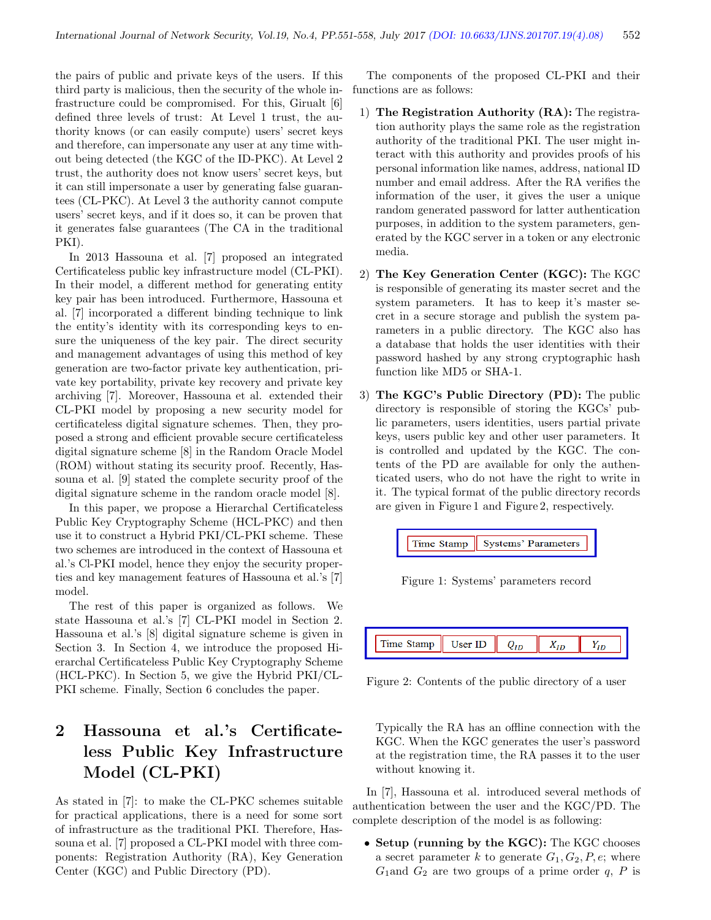the pairs of public and private keys of the users. If this third party is malicious, then the security of the whole infrastructure could be compromised. For this, Girualt [6] defined three levels of trust: At Level 1 trust, the authority knows (or can easily compute) users' secret keys and therefore, can impersonate any user at any time without being detected (the KGC of the ID-PKC). At Level 2 trust, the authority does not know users' secret keys, but it can still impersonate a user by generating false guarantees (CL-PKC). At Level 3 the authority cannot compute users' secret keys, and if it does so, it can be proven that it generates false guarantees (The CA in the traditional PKI).

In 2013 Hassouna et al. [7] proposed an integrated Certificateless public key infrastructure model (CL-PKI). In their model, a different method for generating entity key pair has been introduced. Furthermore, Hassouna et al. [7] incorporated a different binding technique to link the entity's identity with its corresponding keys to ensure the uniqueness of the key pair. The direct security and management advantages of using this method of key generation are two-factor private key authentication, private key portability, private key recovery and private key archiving [7]. Moreover, Hassouna et al. extended their CL-PKI model by proposing a new security model for certificateless digital signature schemes. Then, they proposed a strong and efficient provable secure certificateless digital signature scheme [8] in the Random Oracle Model (ROM) without stating its security proof. Recently, Hassouna et al. [9] stated the complete security proof of the digital signature scheme in the random oracle model [8].

In this paper, we propose a Hierarchal Certificateless Public Key Cryptography Scheme (HCL-PKC) and then use it to construct a Hybrid PKI/CL-PKI scheme. These two schemes are introduced in the context of Hassouna et al.'s Cl-PKI model, hence they enjoy the security properties and key management features of Hassouna et al.'s [7] model.

The rest of this paper is organized as follows. We state Hassouna et al.'s [7] CL-PKI model in Section 2. Hassouna et al.'s [8] digital signature scheme is given in Section 3. In Section 4, we introduce the proposed Hierarchal Certificateless Public Key Cryptography Scheme (HCL-PKC). In Section 5, we give the Hybrid PKI/CL-PKI scheme. Finally, Section 6 concludes the paper.

## 2 Hassouna et al.'s Certificateless Public Key Infrastructure Model (CL-PKI)

As stated in [7]: to make the CL-PKC schemes suitable for practical applications, there is a need for some sort of infrastructure as the traditional PKI. Therefore, Hassouna et al. [7] proposed a CL-PKI model with three components: Registration Authority (RA), Key Generation Center (KGC) and Public Directory (PD).

The components of the proposed CL-PKI and their functions are as follows:

1) **The Registration Authority (RA):** The registration authority plays the same role as the registration authority of the traditional PKI. The user might interact with this authority and provides proofs of his personal information like names, address, national ID number and email address. After the RA verifies the information of the user, it gives the user a unique random generated password for latter authentication purposes, in addition to the system parameters, generated by the KGC server in a token or any electronic media.

2) **The Key Generation Center (KGC):** The KGC is responsible of generating its master secret and the system parameters. It has to keep it's master secret in a secure storage and publish the system parameters in a public directory. The KGC also has a database that holds the user identities with their password hashed by any strong cryptographic hash function like MD5 or SHA-1.

3) **The KGC's Public Directory (PD):** The public directory is responsible of storing the KGCs' public parameters, users identities, users partial private keys, users public key and other user parameters. It is controlled and updated by the KGC. The contents of the PD are available for only the authenticated users, who do not have the right to write in it. The typical format of the public directory records are given in Figure 1 and Figure 2, respectively.

| Time Stamp | Systems' Parameters |
|---|---|

Figure 1: Systems' parameters record

| Time Stamp | User ID | $Q_{ID}$ | $X_{ID}$ | $Y_{ID}$ |
|---|---|---|---|---|

Figure 2: Contents of the public directory of a user

Typically the RA has an offline connection with the KGC. When the KGC generates the user's password at the registration time, the RA passes it to the user without knowing it.

In [7], Hassouna et al. introduced several methods of authentication between the user and the KGC/PD. The complete description of the model is as following:

- **Setup (running by the KGC):** The KGC chooses a secret parameter $k$ to generate $G_1, G_2, P, e$; where $G_1$and $G_2$ are two groups of a prime order $q$, $P$ is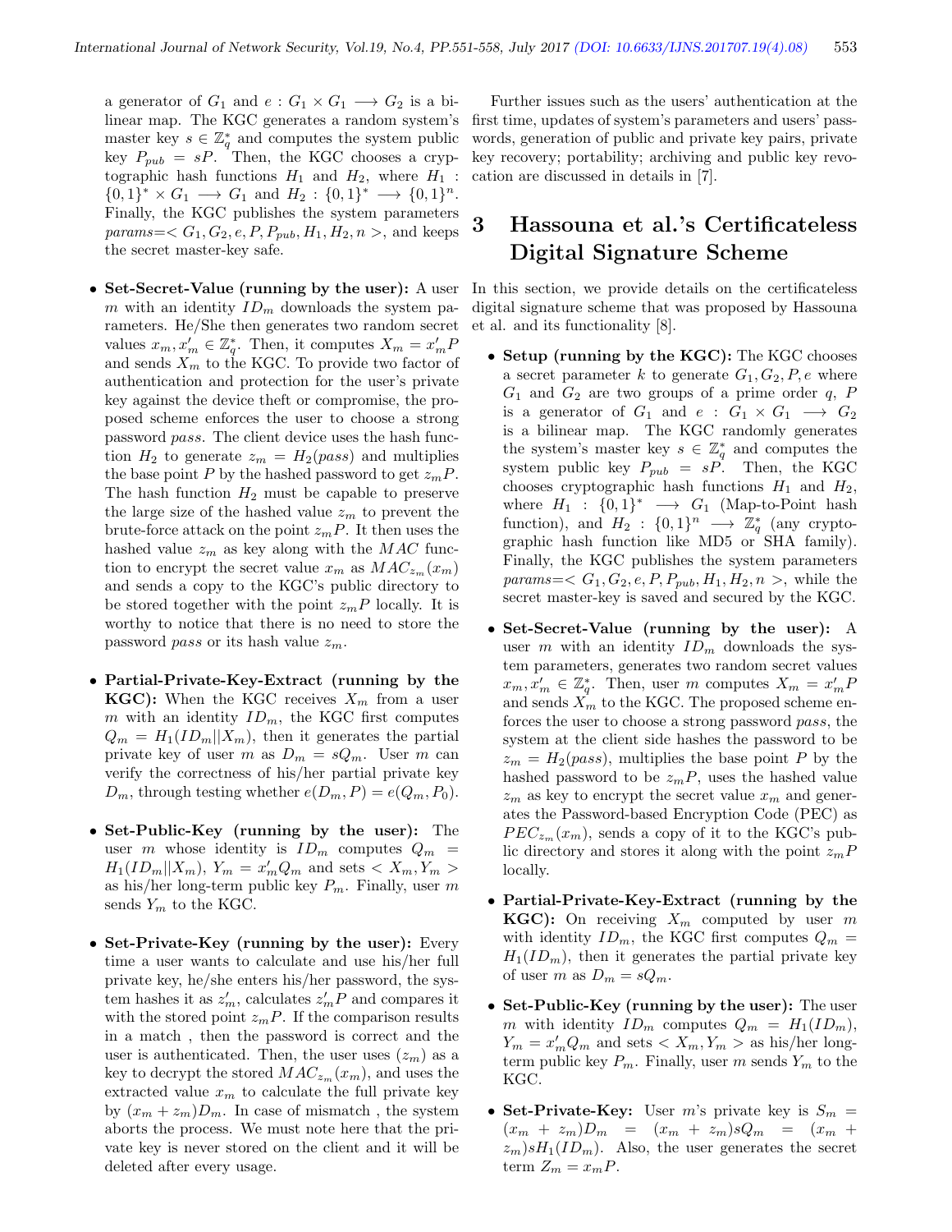a generator of $G_1$ and $e : G_1 \times G_1 \longrightarrow G_2$ is a bilinear map. The KGC generates a random system's master key $s \in \mathbb{Z}_q^*$ and computes the system public key $P_{pub} = sP$. Then, the KGC chooses a cryptographic hash functions $H_1$ and $H_2$, where $H_1 : \{0,1\}^* \times G_1 \longrightarrow G_1$ and $H_2 : \{0,1\}^* \longrightarrow \{0,1\}^n$. Finally, the KGC publishes the system parameters $params = < G_1, G_2, e, P, P_{pub}, H_1, H_2, n >$, and keeps the secret master-key safe.

- **Set-Secret-Value (running by the user):** A user $m$ with an identity $ID_m$ downloads the system parameters. He/She then generates two random secret values $x_m, x'_m \in \mathbb{Z}_q^*$. Then, it computes $X_m = x'_m P$ and sends $X_m$ to the KGC. To provide two factor of authentication and protection for the user's private key against the device theft or compromise, the proposed scheme enforces the user to choose a strong password *pass*. The client device uses the hash function $H_2$ to generate $z_m = H_2(pass)$ and multiplies the base point $P$ by the hashed password to get $z_m P$. The hash function $H_2$ must be capable to preserve the large size of the hashed value $z_m$ to prevent the brute-force attack on the point $z_m P$. It then uses the hashed value $z_m$ as key along with the $MAC$ function to encrypt the secret value $x_m$ as $MAC_{z_m}(x_m)$ and sends a copy to the KGC's public directory to be stored together with the point $z_m P$ locally. It is worthy to notice that there is no need to store the password *pass* or its hash value $z_m$.

- **Partial-Private-Key-Extract (running by the KGC):** When the KGC receives $X_m$ from a user $m$ with an identity $ID_m$, the KGC first computes $Q_m = H_1(ID_m||X_m)$, then it generates the partial private key of user $m$ as $D_m = sQ_m$. User $m$ can verify the correctness of his/her partial private key $D_m$, through testing whether $e(D_m, P) = e(Q_m, P_0)$.

- **Set-Public-Key (running by the user):** The user $m$ whose identity is $ID_m$ computes $Q_m = H_1(ID_m||X_m)$, $Y_m = x'_m Q_m$ and sets $< X_m, Y_m >$ as his/her long-term public key $P_m$. Finally, user $m$ sends $Y_m$ to the KGC.

- **Set-Private-Key (running by the user):** Every time a user wants to calculate and use his/her full private key, he/she enters his/her password, the system hashes it as $z'_m$, calculates $z'_m P$ and compares it with the stored point $z_m P$. If the comparison results in a match , then the password is correct and the user is authenticated. Then, the user uses $(z_m)$ as a key to decrypt the stored $MAC_{z_m}(x_m)$, and uses the extracted value $x_m$ to calculate the full private key by $(x_m + z_m)D_m$. In case of mismatch , the system aborts the process. We must note here that the private key is never stored on the client and it will be deleted after every usage.

Further issues such as the users' authentication at the first time, updates of system's parameters and users' passwords, generation of public and private key pairs, private key recovery; portability; archiving and public key revocation are discussed in details in [7].

# 3 Hassouna et al.'s Certificateless Digital Signature Scheme

In this section, we provide details on the certificateless digital signature scheme that was proposed by Hassouna et al. and its functionality [8].

- **Setup (running by the KGC):** The KGC chooses a secret parameter $k$ to generate $G_1, G_2, P, e$ where $G_1$ and $G_2$ are two groups of a prime order $q$, $P$ is a generator of $G_1$ and $e : G_1 \times G_1 \longrightarrow G_2$ is a bilinear map. The KGC randomly generates the system's master key $s \in \mathbb{Z}_q^*$ and computes the system public key $P_{pub} = sP$. Then, the KGC chooses cryptographic hash functions $H_1$ and $H_2$, where $H_1 : \{0,1\}^* \longrightarrow G_1$ (Map-to-Point hash function), and $H_2 : \{0,1\}^n \longrightarrow \mathbb{Z}_q^*$ (any cryptographic hash function like MD5 or SHA family). Finally, the KGC publishes the system parameters $params = < G_1, G_2, e, P, P_{pub}, H_1, H_2, n >$, while the secret master-key is saved and secured by the KGC.

- **Set-Secret-Value (running by the user):** A user $m$ with an identity $ID_m$ downloads the system parameters, generates two random secret values $x_m, x'_m \in \mathbb{Z}_q^*$. Then, user $m$ computes $X_m = x'_m P$ and sends $X_m$ to the KGC. The proposed scheme enforces the user to choose a strong password *pass*, the system at the client side hashes the password to be $z_m = H_2(pass)$, multiplies the base point $P$ by the hashed password to be $z_m P$, uses the hashed value $z_m$ as key to encrypt the secret value $x_m$ and generates the Password-based Encryption Code (PEC) as $PEC_{z_m}(x_m)$, sends a copy of it to the KGC's public directory and stores it along with the point $z_m P$ locally.

- **Partial-Private-Key-Extract (running by the KGC):** On receiving $X_m$ computed by user $m$ with identity $ID_m$, the KGC first computes $Q_m = H_1(ID_m)$, then it generates the partial private key of user $m$ as $D_m = sQ_m$.

- **Set-Public-Key (running by the user):** The user $m$ with identity $ID_m$ computes $Q_m = H_1(ID_m)$, $Y_m = x'_m Q_m$ and sets $< X_m, Y_m >$ as his/her long-term public key $P_m$. Finally, user $m$ sends $Y_m$ to the KGC.

- **Set-Private-Key:** User $m$'s private key is $S_m = (x_m + z_m)D_m = (x_m + z_m)sQ_m = (x_m + z_m)sH_1(ID_m)$. Also, the user generates the secret term $Z_m = x_m P$.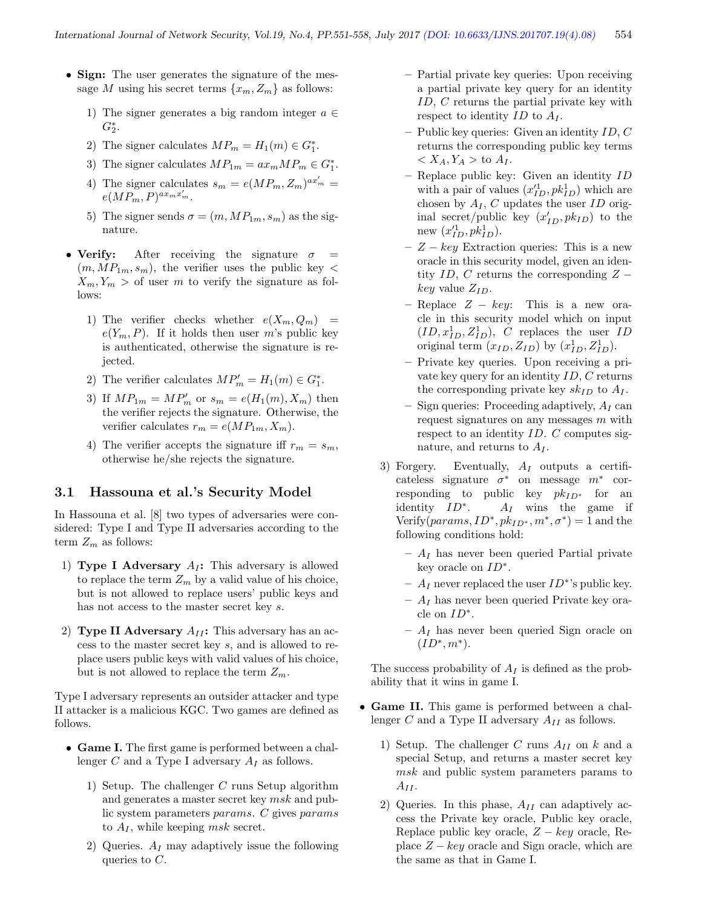- **Sign:** The user generates the signature of the message $M$ using his secret terms $\{x_m, Z_m\}$ as follows:

  1) The signer generates a big random integer $a \in G_2^*$.
  2) The signer calculates $MP_m = H_1(m) \in G_1^*$.
  3) The signer calculates $MP_{1m} = ax_m MP_m \in G_1^*$.
  4) The signer calculates $s_m = e(MP_m, Z_m)^{ax'_m} = e(MP_m, P)^{ax_m x'_m}$.
  5) The signer sends $\sigma = (m, MP_{1m}, s_m)$ as the signature.

- **Verify:** After receiving the signature $\sigma = (m, MP_{1m}, s_m)$, the verifier uses the public key $< X_m, Y_m >$ of user $m$ to verify the signature as follows:

  1) The verifier checks whether $e(X_m, Q_m) = e(Y_m, P)$. If it holds then user $m$'s public key is authenticated, otherwise the signature is rejected.
  2) The verifier calculates $MP'_m = H_1(m) \in G_1^*$.
  3) If $MP_{1m} = MP'_m$ or $s_m = e(H_1(m), X_m)$ then the verifier rejects the signature. Otherwise, the verifier calculates $r_m = e(MP_{1m}, X_m)$.
  4) The verifier accepts the signature iff $r_m = s_m$, otherwise he/she rejects the signature.

### 3.1 Hassouna et al.'s Security Model

In Hassouna et al. [8] two types of adversaries were considered: Type I and Type II adversaries according to the term $Z_m$ as follows:

1) **Type I Adversary $A_I$:** This adversary is allowed to replace the term $Z_m$ by a valid value of his choice, but is not allowed to replace users' public keys and has not access to the master secret key $s$.

2) **Type II Adversary $A_{II}$:** This adversary has an access to the master secret key $s$, and is allowed to replace users public keys with valid values of his choice, but is not allowed to replace the term $Z_m$.

Type I adversary represents an outsider attacker and type II attacker is a malicious KGC. Two games are defined as follows.

- **Game I.** The first game is performed between a challenger $C$ and a Type I adversary $A_I$ as follows.

  1) Setup. The challenger $C$ runs Setup algorithm and generates a master secret key $msk$ and public system parameters $params$. $C$ gives $params$ to $A_I$, while keeping $msk$ secret.
  2) Queries. $A_I$ may adaptively issue the following queries to $C$.
     - Partial private key queries: Upon receiving a partial private key query for an identity $ID$, $C$ returns the partial private key with respect to identity $ID$ to $A_I$.
     - Public key queries: Given an identity $ID$, $C$ returns the corresponding public key terms $< X_A, Y_A >$ to $A_I$.
     - Replace public key: Given an identity $ID$ with a pair of values $(x'^1_{ID}, pk^1_{ID})$ which are chosen by $A_I$, $C$ updates the user $ID$ original secret/public key $(x'_{ID}, pk_{ID})$ to the new $(x'^1_{ID}, pk^1_{ID})$.
     - $Z-key$ Extraction queries: This is a new oracle in this security model, given an identity $ID$, $C$ returns the corresponding $Z-key$ value $Z_{ID}$.
     - Replace $Z-key$: This is a new oracle in this security model which on input $(ID, x^1_{ID}, Z^1_{ID})$, $C$ replaces the user $ID$ original term $(x_{ID}, Z_{ID})$ by $(x^1_{ID}, Z^1_{ID})$.
     - Private key queries. Upon receiving a private key query for an identity $ID$, $C$ returns the corresponding private key $sk_{ID}$ to $A_I$.
     - Sign queries: Proceeding adaptively, $A_I$ can request signatures on any messages $m$ with respect to an identity $ID$. $C$ computes signature, and returns to $A_I$.
  3) Forgery. Eventually, $A_I$ outputs a certificateless signature $\sigma^*$ on message $m^*$ corresponding to public key $pk_{ID^*}$ for an identity $ID^*$. $A_I$ wins the game if Verify$(params, ID^*, pk_{ID^*}, m^*, \sigma^*) = 1$ and the following conditions hold:
     - $A_I$ has never been queried Partial private key oracle on $ID^*$.
     - $A_I$ never replaced the user $ID^*$'s public key.
     - $A_I$ has never been queried Private key oracle on $ID^*$.
     - $A_I$ has never been queried Sign oracle on $(ID^*, m^*)$.

  The success probability of $A_I$ is defined as the probability that it wins in game I.

- **Game II.** This game is performed between a challenger $C$ and a Type II adversary $A_{II}$ as follows.

  1) Setup. The challenger $C$ runs $A_{II}$ on $k$ and a special Setup, and returns a master secret key $msk$ and public system parameters params to $A_{II}$.
  2) Queries. In this phase, $A_{II}$ can adaptively access the Private key oracle, Public key oracle, Replace public key oracle, $Z-key$ oracle, Replace $Z-key$ oracle and Sign oracle, which are the same as that in Game I.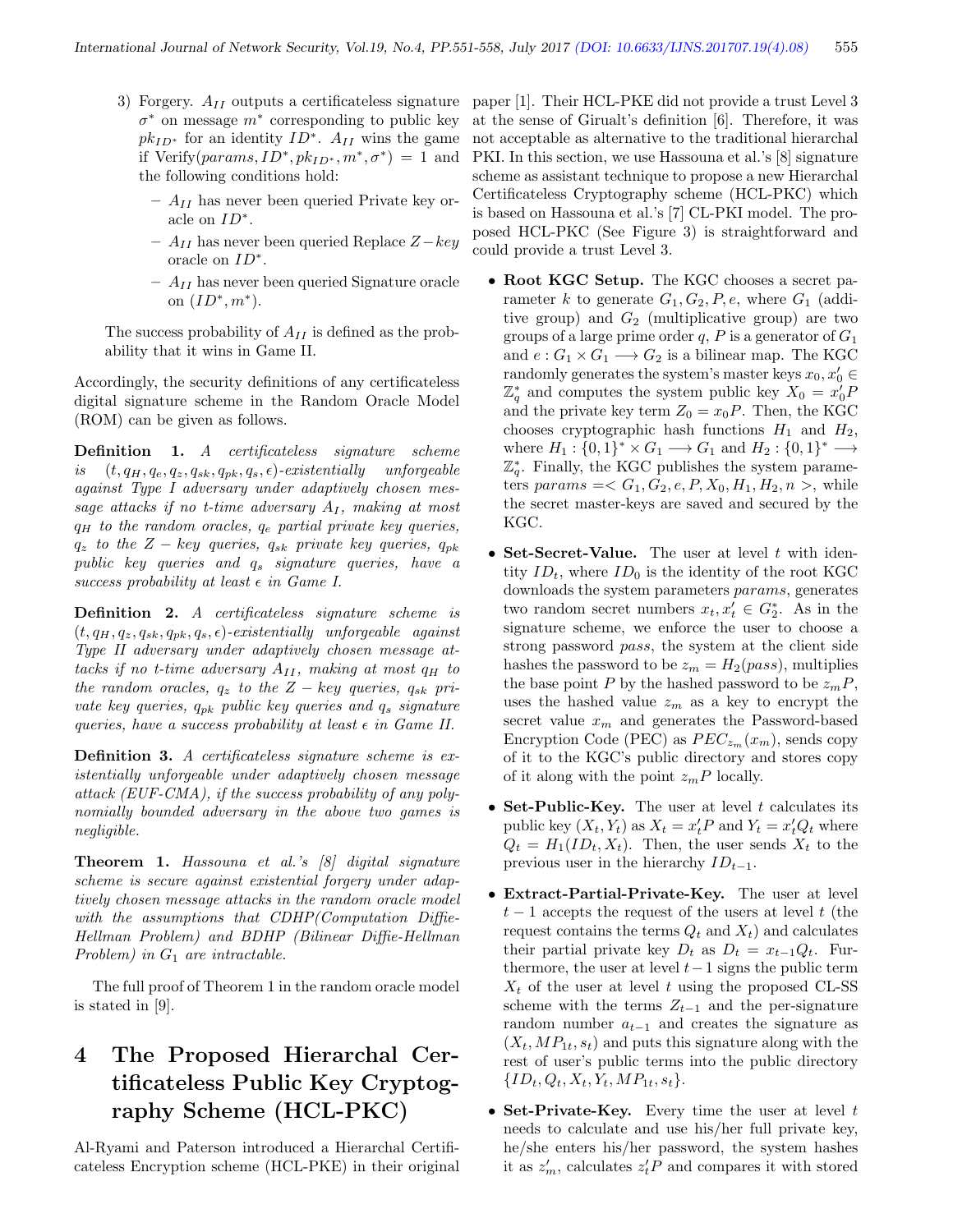3) Forgery. $A_{II}$ outputs a certificateless signature $\sigma^*$ on message $m^*$ corresponding to public key $pk_{ID^*}$ for an identity $ID^*$. $A_{II}$ wins the game if Verify$(params, ID^*, pk_{ID^*}, m^*, \sigma^*) = 1$ and the following conditions hold:
   - $A_{II}$ has never been queried Private key oracle on $ID^*$.
   - $A_{II}$ has never been queried Replace $Z-key$ oracle on $ID^*$.
   - $A_{II}$ has never been queried Signature oracle on $(ID^*, m^*)$.

   The success probability of $A_{II}$ is defined as the probability that it wins in Game II.

Accordingly, the security definitions of any certificateless digital signature scheme in the Random Oracle Model (ROM) can be given as follows.

**Definition 1.** *A certificateless signature scheme is $(t, q_H, q_e, q_z, q_{sk}, q_{pk}, q_s, \epsilon)$-existentially unforgeable against Type I adversary under adaptively chosen message attacks if no t-time adversary $A_I$, making at most $q_H$ to the random oracles, $q_e$ partial private key queries, $q_z$ to the $Z-key$ queries, $q_{sk}$ private key queries, $q_{pk}$ public key queries and $q_s$ signature queries, have a success probability at least $\epsilon$ in Game I.*

**Definition 2.** *A certificateless signature scheme is $(t, q_H, q_z, q_{sk}, q_{pk}, q_s, \epsilon)$-existentially unforgeable against Type II adversary under adaptively chosen message attacks if no t-time adversary $A_{II}$, making at most $q_H$ to the random oracles, $q_z$ to the $Z-key$ queries, $q_{sk}$ private key queries, $q_{pk}$ public key queries and $q_s$ signature queries, have a success probability at least $\epsilon$ in Game II.*

**Definition 3.** *A certificateless signature scheme is existentially unforgeable under adaptively chosen message attack (EUF-CMA), if the success probability of any polynomially bounded adversary in the above two games is negligible.*

**Theorem 1.** *Hassouna et al.'s [8] digital signature scheme is secure against existential forgery under adaptively chosen message attacks in the random oracle model with the assumptions that CDHP(Computation Diffie-Hellman Problem) and BDHP (Bilinear Diffie-Hellman Problem) in $G_1$ are intractable.*

The full proof of Theorem 1 in the random oracle model is stated in [9].

# 4 The Proposed Hierarchal Certificateless Public Key Cryptography Scheme (HCL-PKC)

Al-Ryami and Paterson introduced a Hierarchal Certificateless Encryption scheme (HCL-PKE) in their original paper [1]. Their HCL-PKE did not provide a trust Level 3 at the sense of Girualt's definition [6]. Therefore, it was not acceptable as alternative to the traditional hierarchal PKI. In this section, we use Hassouna et al.'s [8] signature scheme as assistant technique to propose a new Hierarchal Certificateless Cryptography scheme (HCL-PKC) which is based on Hassouna et al.'s [7] CL-PKI model. The proposed HCL-PKC (See Figure 3) is straightforward and could provide a trust Level 3.

- **Root KGC Setup.** The KGC chooses a secret parameter $k$ to generate $G_1, G_2, P, e$, where $G_1$ (additive group) and $G_2$ (multiplicative group) are two groups of a large prime order $q$, $P$ is a generator of $G_1$ and $e : G_1 \times G_1 \longrightarrow G_2$ is a bilinear map. The KGC randomly generates the system's master keys $x_0, x'_0 \in \mathbb{Z}_q^*$ and computes the system public key $X_0 = x'_0 P$ and the private key term $Z_0 = x_0 P$. Then, the KGC chooses cryptographic hash functions $H_1$ and $H_2$, where $H_1 : \{0,1\}^* \times G_1 \longrightarrow G_1$ and $H_2 : \{0,1\}^* \longrightarrow \mathbb{Z}_q^*$. Finally, the KGC publishes the system parameters $params = < G_1, G_2, e, P, X_0, H_1, H_2, n >$, while the secret master-keys are saved and secured by the KGC.

- **Set-Secret-Value.** The user at level $t$ with identity $ID_t$, where $ID_0$ is the identity of the root KGC downloads the system parameters $params$, generates two random secret numbers $x_t, x'_t \in G_2^*$. As in the signature scheme, we enforce the user to choose a strong password $pass$, the system at the client side hashes the password to be $z_m = H_2(pass)$, multiplies the base point $P$ by the hashed password to be $z_m P$, uses the hashed value $z_m$ as a key to encrypt the secret value $x_m$ and generates the Password-based Encryption Code (PEC) as $PEC_{z_m}(x_m)$, sends copy of it to the KGC's public directory and stores copy of it along with the point $z_m P$ locally.

- **Set-Public-Key.** The user at level $t$ calculates its public key $(X_t, Y_t)$ as $X_t = x'_t P$ and $Y_t = x'_t Q_t$ where $Q_t = H_1(ID_t, X_t)$. Then, the user sends $X_t$ to the previous user in the hierarchy $ID_{t-1}$.

- **Extract-Partial-Private-Key.** The user at level $t-1$ accepts the request of the users at level $t$ (the request contains the terms $Q_t$ and $X_t$) and calculates their partial private key $D_t$ as $D_t = x_{t-1} Q_t$. Furthermore, the user at level $t-1$ signs the public term $X_t$ of the user at level $t$ using the proposed CL-SS scheme with the terms $Z_{t-1}$ and the per-signature random number $a_{t-1}$ and creates the signature as $(X_t, MP_{1t}, s_t)$ and puts this signature along with the rest of user's public terms into the public directory $\{ID_t, Q_t, X_t, Y_t, MP_{1t}, s_t\}$.

- **Set-Private-Key.** Every time the user at level $t$ needs to calculate and use his/her full private key, he/she enters his/her password, the system hashes it as $z'_m$, calculates $z'_t P$ and compares it with stored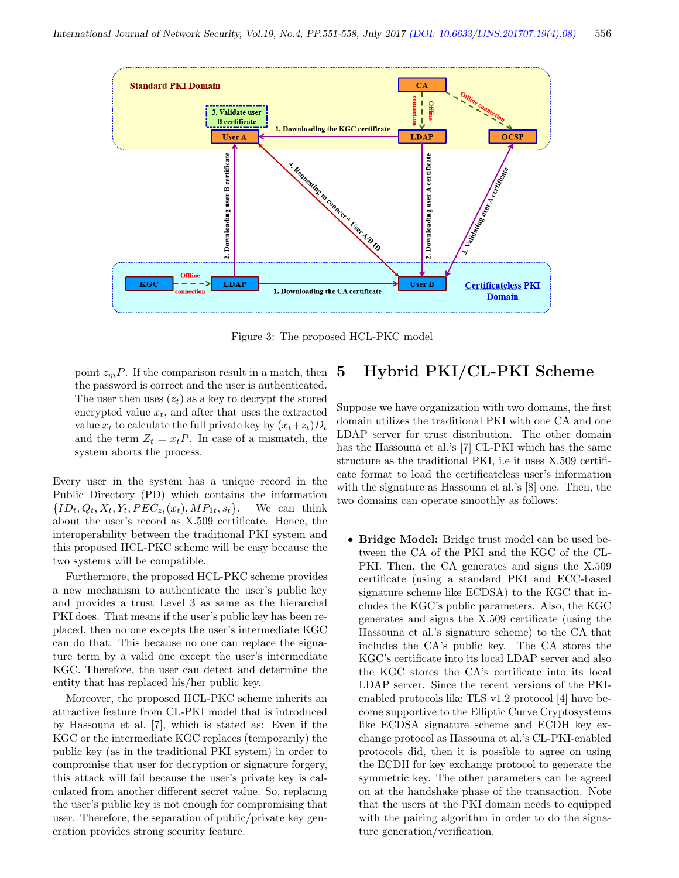Figure 3: The proposed HCL-PKC model

point $z_m P$. If the comparison result in a match, then the password is correct and the user is authenticated. The user then uses $(z_t)$ as a key to decrypt the stored encrypted value $x_t$, and after that uses the extracted value $x_t$ to calculate the full private key by $(x_t+z_t)D_t$ and the term $Z_t = x_t P$. In case of a mismatch, the system aborts the process.

Every user in the system has a unique record in the Public Directory (PD) which contains the information $\{ID_t, Q_t, X_t, Y_t, PEC_{z_t}(x_t), MP_{1t}, s_t\}$. We can think about the user's record as X.509 certificate. Hence, the interoperability between the traditional PKI system and this proposed HCL-PKC scheme will be easy because the two systems will be compatible.

Furthermore, the proposed HCL-PKC scheme provides a new mechanism to authenticate the user's public key and provides a trust Level 3 as same as the hierarchal PKI does. That means if the user's public key has been replaced, then no one excepts the user's intermediate KGC can do that. This because no one can replace the signature term by a valid one except the user's intermediate KGC. Therefore, the user can detect and determine the entity that has replaced his/her public key.

Moreover, the proposed HCL-PKC scheme inherits an attractive feature from CL-PKI model that is introduced by Hassouna et al. [7], which is stated as: Even if the KGC or the intermediate KGC replaces (temporarily) the public key (as in the traditional PKI system) in order to compromise that user for decryption or signature forgery, this attack will fail because the user's private key is calculated from another different secret value. So, replacing the user's public key is not enough for compromising that user. Therefore, the separation of public/private key generation provides strong security feature.

# 5 Hybrid PKI/CL-PKI Scheme

Suppose we have organization with two domains, the first domain utilizes the traditional PKI with one CA and one LDAP server for trust distribution. The other domain has the Hassouna et al.'s [7] CL-PKI which has the same structure as the traditional PKI, i.e it uses X.509 certificate format to load the certificateless user's information with the signature as Hassouna et al.'s [8] one. Then, the two domains can operate smoothly as follows:

- **Bridge Model:** Bridge trust model can be used between the CA of the PKI and the KGC of the CL-PKI. Then, the CA generates and signs the X.509 certificate (using a standard PKI and ECC-based signature scheme like ECDSA) to the KGC that includes the KGC's public parameters. Also, the KGC generates and signs the X.509 certificate (using the Hassouna et al.'s signature scheme) to the CA that includes the CA's public key. The CA stores the KGC's certificate into its local LDAP server and also the KGC stores the CA's certificate into its local LDAP server. Since the recent versions of the PKI-enabled protocols like TLS v1.2 protocol [4] have become supportive to the Elliptic Curve Cryptosystems like ECDSA signature scheme and ECDH key exchange protocol as Hassouna et al.'s CL-PKI-enabled protocols did, then it is possible to agree on using the ECDH for key exchange protocol to generate the symmetric key. The other parameters can be agreed on at the handshake phase of the transaction. Note that the users at the PKI domain needs to equipped with the pairing algorithm in order to do the signature generation/verification.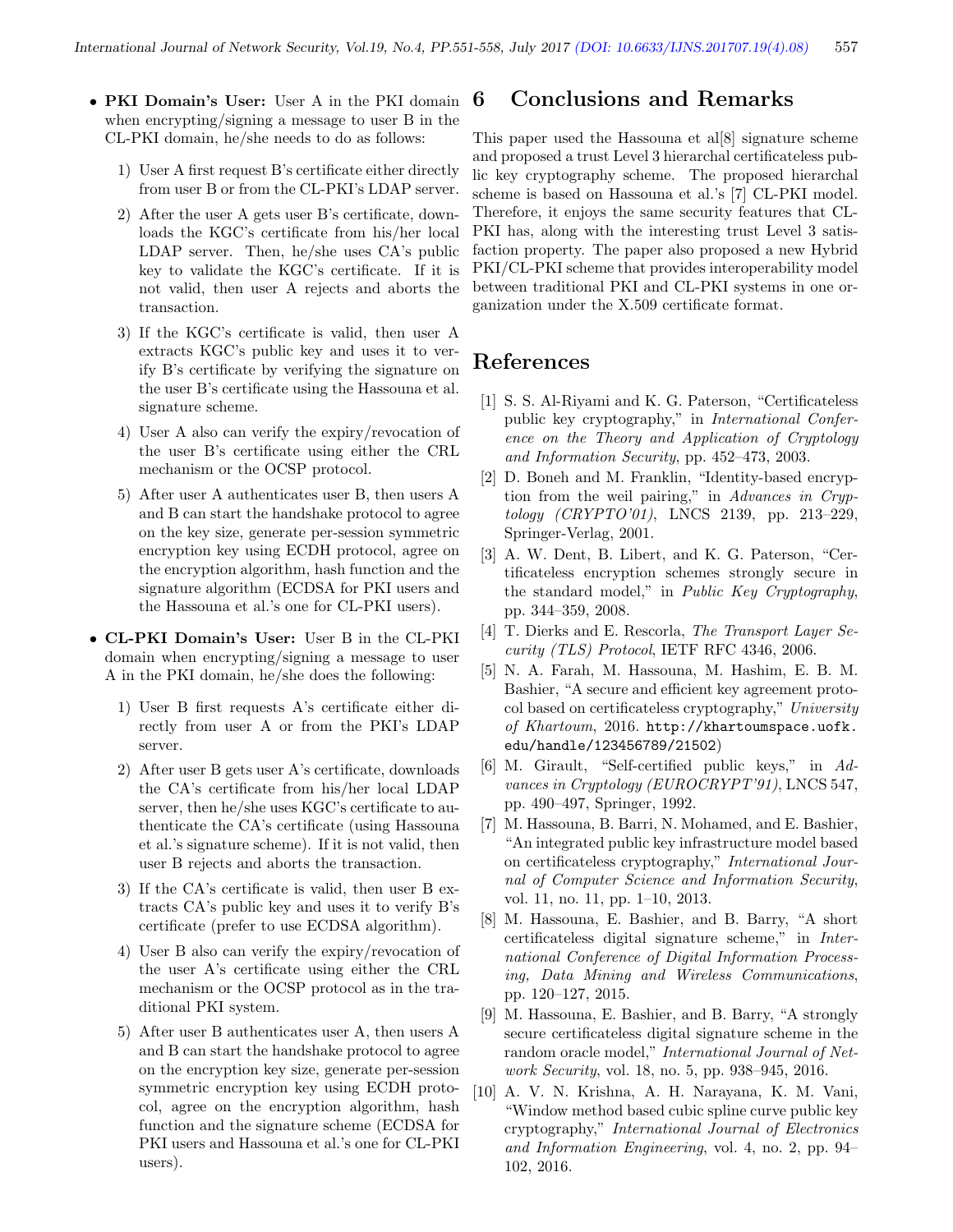- **PKI Domain's User:** User A in the PKI domain when encrypting/signing a message to user B in the CL-PKI domain, he/she needs to do as follows:

  1) User A first request B's certificate either directly from user B or from the CL-PKI's LDAP server.

  2) After the user A gets user B's certificate, downloads the KGC's certificate from his/her local LDAP server. Then, he/she uses CA's public key to validate the KGC's certificate. If it is not valid, then user A rejects and aborts the transaction.

  3) If the KGC's certificate is valid, then user A extracts KGC's public key and uses it to verify B's certificate by verifying the signature on the user B's certificate using the Hassouna et al. signature scheme.

  4) User A also can verify the expiry/revocation of the user B's certificate using either the CRL mechanism or the OCSP protocol.

  5) After user A authenticates user B, then users A and B can start the handshake protocol to agree on the key size, generate per-session symmetric encryption key using ECDH protocol, agree on the encryption algorithm, hash function and the signature algorithm (ECDSA for PKI users and the Hassouna et al.'s one for CL-PKI users).

- **CL-PKI Domain's User:** User B in the CL-PKI domain when encrypting/signing a message to user A in the PKI domain, he/she does the following:

  1) User B first requests A's certificate either directly from user A or from the PKI's LDAP server.

  2) After user B gets user A's certificate, downloads the CA's certificate from his/her local LDAP server, then he/she uses KGC's certificate to authenticate the CA's certificate (using Hassouna et al.'s signature scheme). If it is not valid, then user B rejects and aborts the transaction.

  3) If the CA's certificate is valid, then user B extracts CA's public key and uses it to verify B's certificate (prefer to use ECDSA algorithm).

  4) User B also can verify the expiry/revocation of the user A's certificate using either the CRL mechanism or the OCSP protocol as in the traditional PKI system.

  5) After user B authenticates user A, then users A and B can start the handshake protocol to agree on the encryption key size, generate per-session symmetric encryption key using ECDH protocol, agree on the encryption algorithm, hash function and the signature scheme (ECDSA for PKI users and Hassouna et al.'s one for CL-PKI users).

# 6 Conclusions and Remarks

This paper used the Hassouna et al[8] signature scheme and proposed a trust Level 3 hierarchal certificateless public key cryptography scheme. The proposed hierarchal scheme is based on Hassouna et al.'s [7] CL-PKI model. Therefore, it enjoys the same security features that CL-PKI has, along with the interesting trust Level 3 satisfaction property. The paper also proposed a new Hybrid PKI/CL-PKI scheme that provides interoperability model between traditional PKI and CL-PKI systems in one organization under the X.509 certificate format.

# References

[1] S. S. Al-Riyami and K. G. Paterson, "Certificateless public key cryptography," in *International Conference on the Theory and Application of Cryptology and Information Security*, pp. 452–473, 2003.

[2] D. Boneh and M. Franklin, "Identity-based encryption from the weil pairing," in *Advances in Cryptology (CRYPTO'01)*, LNCS 2139, pp. 213–229, Springer-Verlag, 2001.

[3] A. W. Dent, B. Libert, and K. G. Paterson, "Certificateless encryption schemes strongly secure in the standard model," in *Public Key Cryptography*, pp. 344–359, 2008.

[4] T. Dierks and E. Rescorla, *The Transport Layer Security (TLS) Protocol*, IETF RFC 4346, 2006.

[5] N. A. Farah, M. Hassouna, M. Hashim, E. B. M. Bashier, "A secure and efficient key agreement protocol based on certificateless cryptography," *University of Khartoum*, 2016. http://khartoumspace.uofk.edu/handle/123456789/21502)

[6] M. Girault, "Self-certified public keys," in *Advances in Cryptology (EUROCRYPT'91)*, LNCS 547, pp. 490–497, Springer, 1992.

[7] M. Hassouna, B. Barri, N. Mohamed, and E. Bashier, "An integrated public key infrastructure model based on certificateless cryptography," *International Journal of Computer Science and Information Security*, vol. 11, no. 11, pp. 1–10, 2013.

[8] M. Hassouna, E. Bashier, and B. Barry, "A short certificateless digital signature scheme," in *International Conference of Digital Information Processing, Data Mining and Wireless Communications*, pp. 120–127, 2015.

[9] M. Hassouna, E. Bashier, and B. Barry, "A strongly secure certificateless digital signature scheme in the random oracle model," *International Journal of Network Security*, vol. 18, no. 5, pp. 938–945, 2016.

[10] A. V. N. Krishna, A. H. Narayana, K. M. Vani, "Window method based cubic spline curve public key cryptography," *International Journal of Electronics and Information Engineering*, vol. 4, no. 2, pp. 94–102, 2016.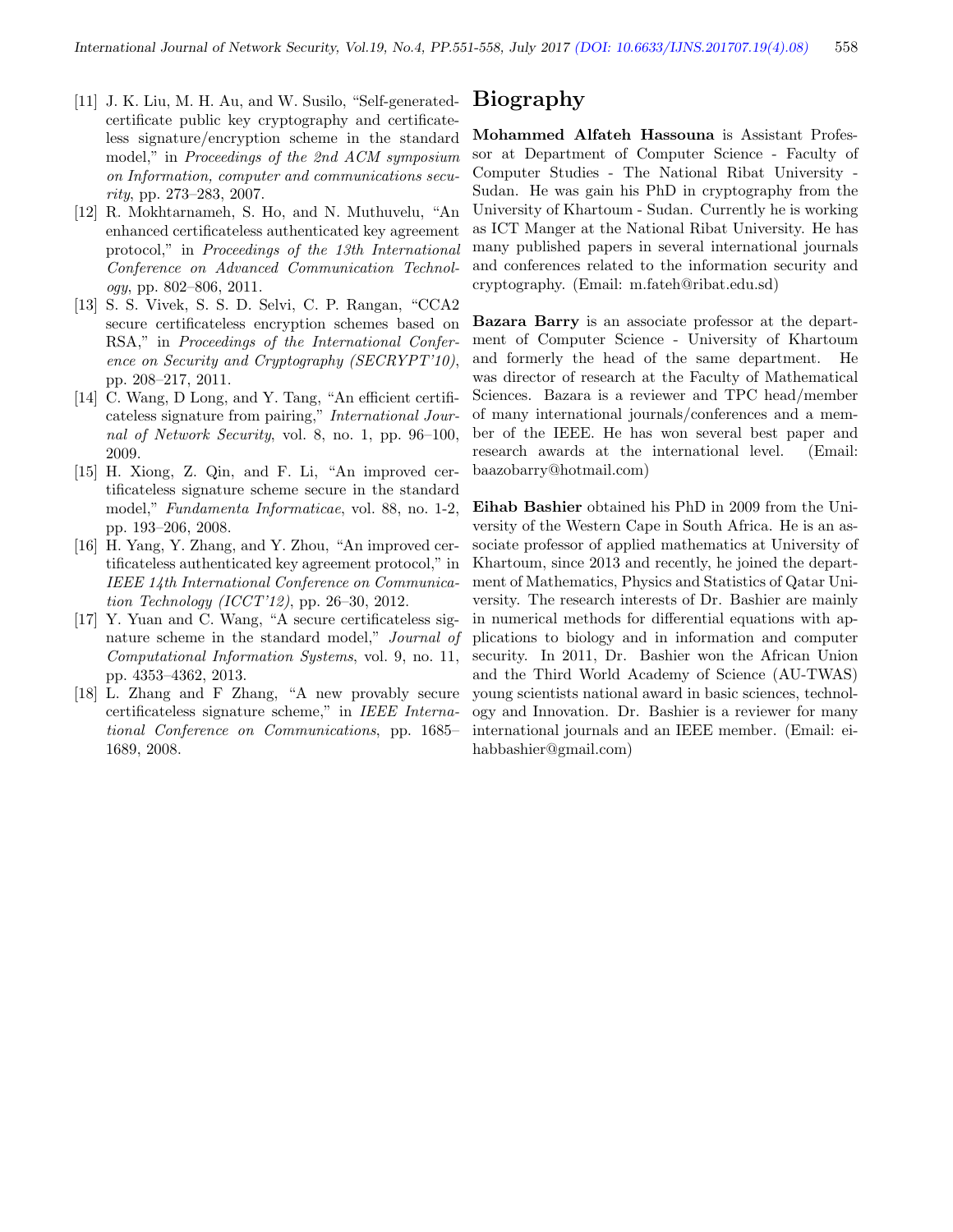[11] J. K. Liu, M. H. Au, and W. Susilo, "Self-generated-certificate public key cryptography and certificateless signature/encryption scheme in the standard model," in *Proceedings of the 2nd ACM symposium on Information, computer and communications security*, pp. 273–283, 2007.

[12] R. Mokhtarnameh, S. Ho, and N. Muthuvelu, "An enhanced certificateless authenticated key agreement protocol," in *Proceedings of the 13th International Conference on Advanced Communication Technology*, pp. 802–806, 2011.

[13] S. S. Vivek, S. S. D. Selvi, C. P. Rangan, "CCA2 secure certificateless encryption schemes based on RSA," in *Proceedings of the International Conference on Security and Cryptography (SECRYPT'10)*, pp. 208–217, 2011.

[14] C. Wang, D Long, and Y. Tang, "An efficient certificateless signature from pairing," *International Journal of Network Security*, vol. 8, no. 1, pp. 96–100, 2009.

[15] H. Xiong, Z. Qin, and F. Li, "An improved certificateless signature scheme secure in the standard model," *Fundamenta Informaticae*, vol. 88, no. 1-2, pp. 193–206, 2008.

[16] H. Yang, Y. Zhang, and Y. Zhou, "An improved certificateless authenticated key agreement protocol," in *IEEE 14th International Conference on Communication Technology (ICCT'12)*, pp. 26–30, 2012.

[17] Y. Yuan and C. Wang, "A secure certificateless signature scheme in the standard model," *Journal of Computational Information Systems*, vol. 9, no. 11, pp. 4353–4362, 2013.

[18] L. Zhang and F Zhang, "A new provably secure certificateless signature scheme," in *IEEE International Conference on Communications*, pp. 1685–1689, 2008.

# Biography

**Mohammed Alfateh Hassouna** is Assistant Professor at Department of Computer Science - Faculty of Computer Studies - The National Ribat University - Sudan. He was gain his PhD in cryptography from the University of Khartoum - Sudan. Currently he is working as ICT Manger at the National Ribat University. He has many published papers in several international journals and conferences related to the information security and cryptography. (Email: m.fateh@ribat.edu.sd)

**Bazara Barry** is an associate professor at the department of Computer Science - University of Khartoum and formerly the head of the same department. He was director of research at the Faculty of Mathematical Sciences. Bazara is a reviewer and TPC head/member of many international journals/conferences and a member of the IEEE. He has won several best paper and research awards at the international level. (Email: baazobarry@hotmail.com)

**Eihab Bashier** obtained his PhD in 2009 from the University of the Western Cape in South Africa. He is an associate professor of applied mathematics at University of Khartoum, since 2013 and recently, he joined the department of Mathematics, Physics and Statistics of Qatar University. The research interests of Dr. Bashier are mainly in numerical methods for differential equations with applications to biology and in information and computer security. In 2011, Dr. Bashier won the African Union and the Third World Academy of Science (AU-TWAS) young scientists national award in basic sciences, technology and Innovation. Dr. Bashier is a reviewer for many international journals and an IEEE member. (Email: eihabbashier@gmail.com)